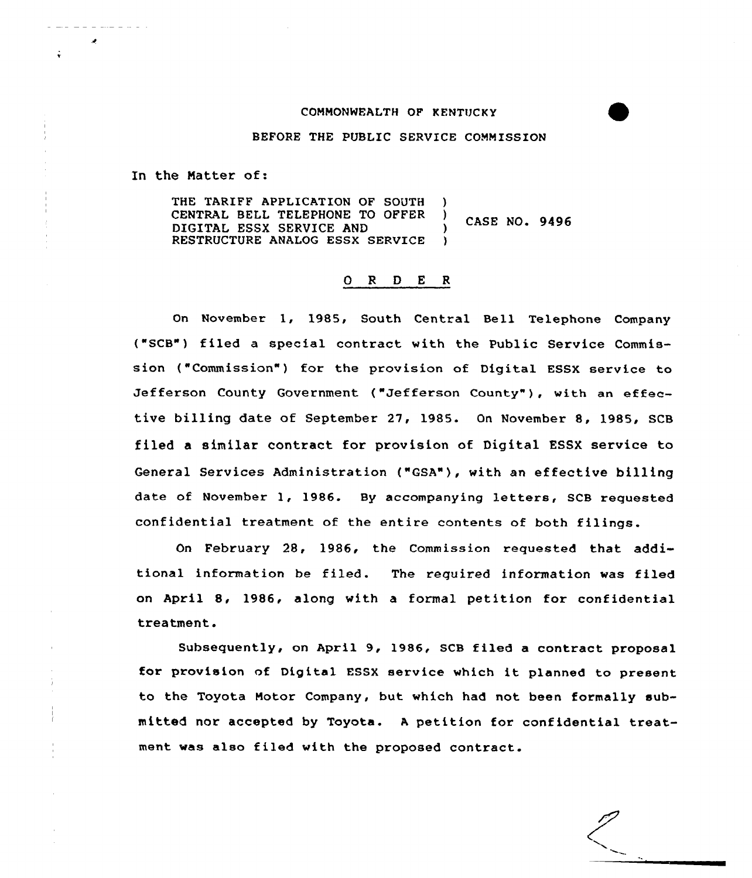COMMONWEALTH OF KENTUCKY

BEFORE THE PUBLIC SERVICE COMMISSION

In the Matter of:

THE TARIFF APPLICATION OF SOUTH CENTRAL BELL TELEPHONE TO OFFER DIGITAL ESSX SERVICE AND RESTRUCTURE ANALOG ESSX SERVICE ) CASE NO. 9496

# O R D E R

On November 1, 1985, South Central Bell Telephone Company ("SCB") filed a special contract with the Public Service Commission ("Commission") for the provision of Digital ESSX service to Jefferson County Government ("Jefferson County"), with an effective billing date of September 27, 1985. On November 8, 1985, SCB filed a similar contract for provision of Digital ESSX service to General Services Administration ("GSA"), with an effective billing date of November 1, 1986. By accompanying letters, SCB requested confidential treatment of the entire contents of both filings.

On February 28, 1986, the Commission requested that additional information be filed. The required information was filed on April 8, 1986, along with a formal petition for confidential treatment.

Subsequently, on April 9, 1986, SCB filed a contract proposal for provision of Digital ESSX service which it planned to present to the Toyota Motor Company, but which had not been formally submitted nor accepted by Toyota. A petition for confidential treatment was also filed with the proposed contract.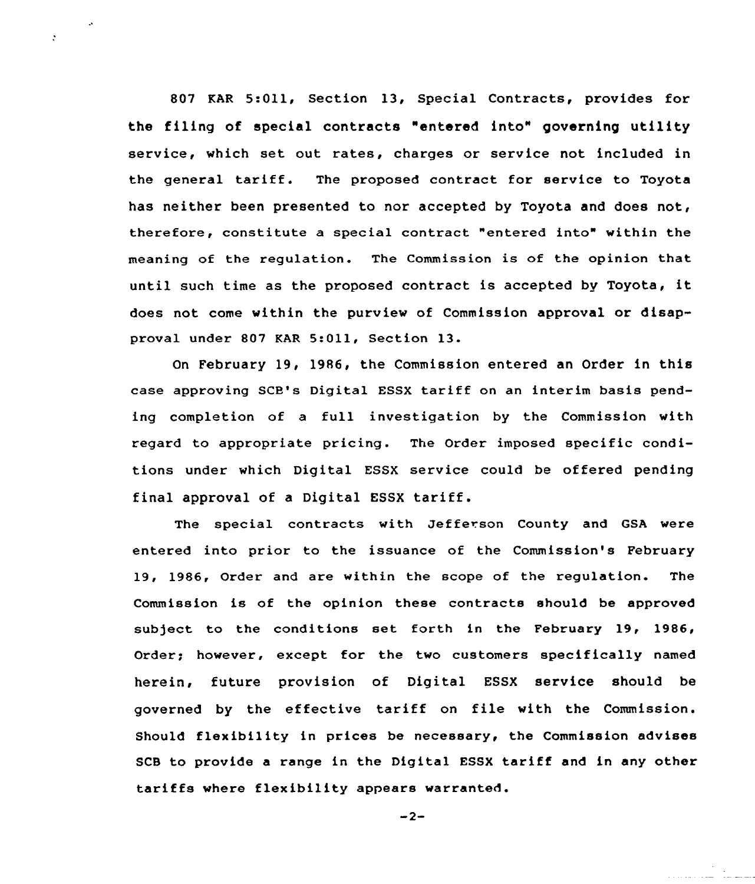807 KAR 5:011, Section 13, Special Contracts, provides for the filing of special contracts "entered into" governing utility service, which set out rates, charges or service not included in the general tariff. The proposed contract for service to Toyota has neither been presented to nor accepted by Toyota and does not, therefore, constitute a special contract "entered into" within the meaning of the regulation. The Commission is of the opinion that until such time as the proposed contract is accepted by Toyota, it does not come within the purview of Commission approval or disapproval under 807 KAR 5:011, Section 13.

On February 19, 1986, the Commission entered an Order in this case approving SCB's Digital ESSX tariff on an interim basis pending completion of a full investigation by the Commission with regard to appropriate pricing. The Order imposed specific conditions under which Digital ESSX service could be offered pending final approval of a Digital ESSX tariff.

The special contracts with Jefferson County and GSA were entered into prior to the issuance of the Commission's February 19, 1986, Order and are within the scope of the regulation. The Commission is of the opinion these contracts should be approved subject to the conditions set forth in the February 19, 1986, Order; however, except for the two customers specifically named herein, future provision of Digital ESSX service should be governed by the effective tariff on file with the Commission. Should flexibility in prices be necessary, the Commission advises SCB to provide a range in the Digital ESSX tariff and in any other tariffs where flexibility appears warranted.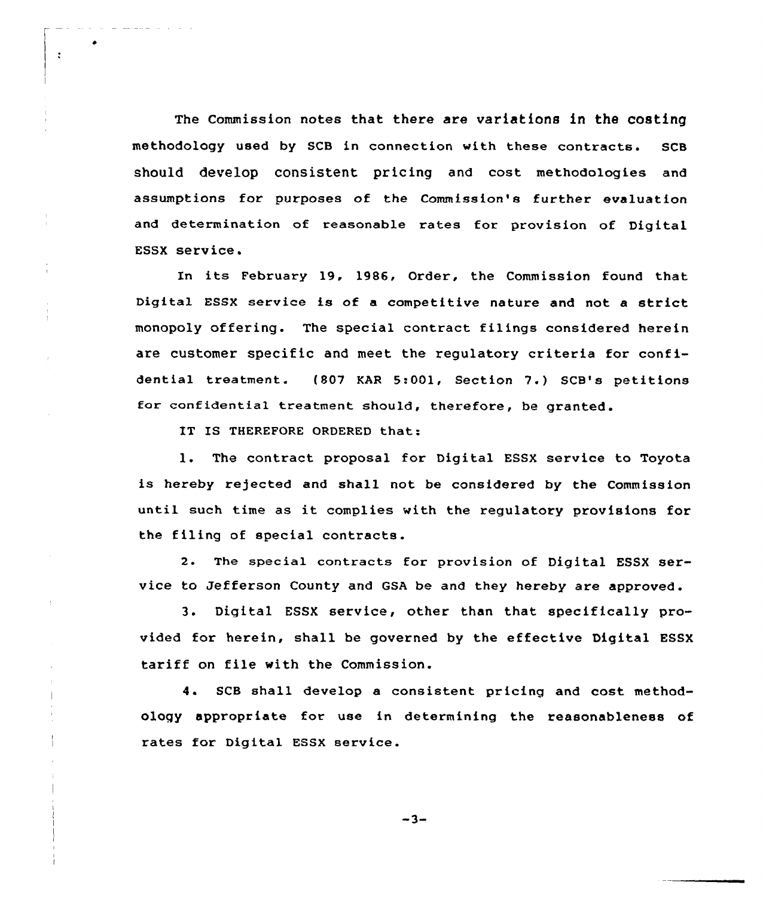The Commission notes that there are variations in the costing methodology used by SCB in connection with these contracts. SCB should develop consistent pricing and cost methodologies and assumptions for purposes of the Commission's further evaluation and determination of reasonable rates for provision of Digital ESSX service.

In its February 19, 1986, Order, the Commission found that Digital ESSX service is of a competitive nature and not a strict monopoly offering. The special contract filings considered herein are customer specific and meet the regulatory criteria for confidential treatment. (807 KAR 5:001, Section 7.) SCB's petitions for confidential treatment should, therefore, be granted.

IT IS THEREFORE ORDERED that:

1. The contract proposal for Digital ESSX service to Toyota is hereby rejected and shall not be considered by the Commission until such time as it complies with the regulatory provisions for the filing of special contracts.

2. The special contracts for provision of Digital ESSX service to Jefferson County and GSA be and they hereby are approved.

3. Digital ESSX service, other than that specifically provided for herein, shall be governed by the effective Digital ESSX tariff on file with the Commission.

4. SCB shall develop a consistent pricing and cost methodology appropriate for use in determining the reasonableness of rates for Digital ESSX service.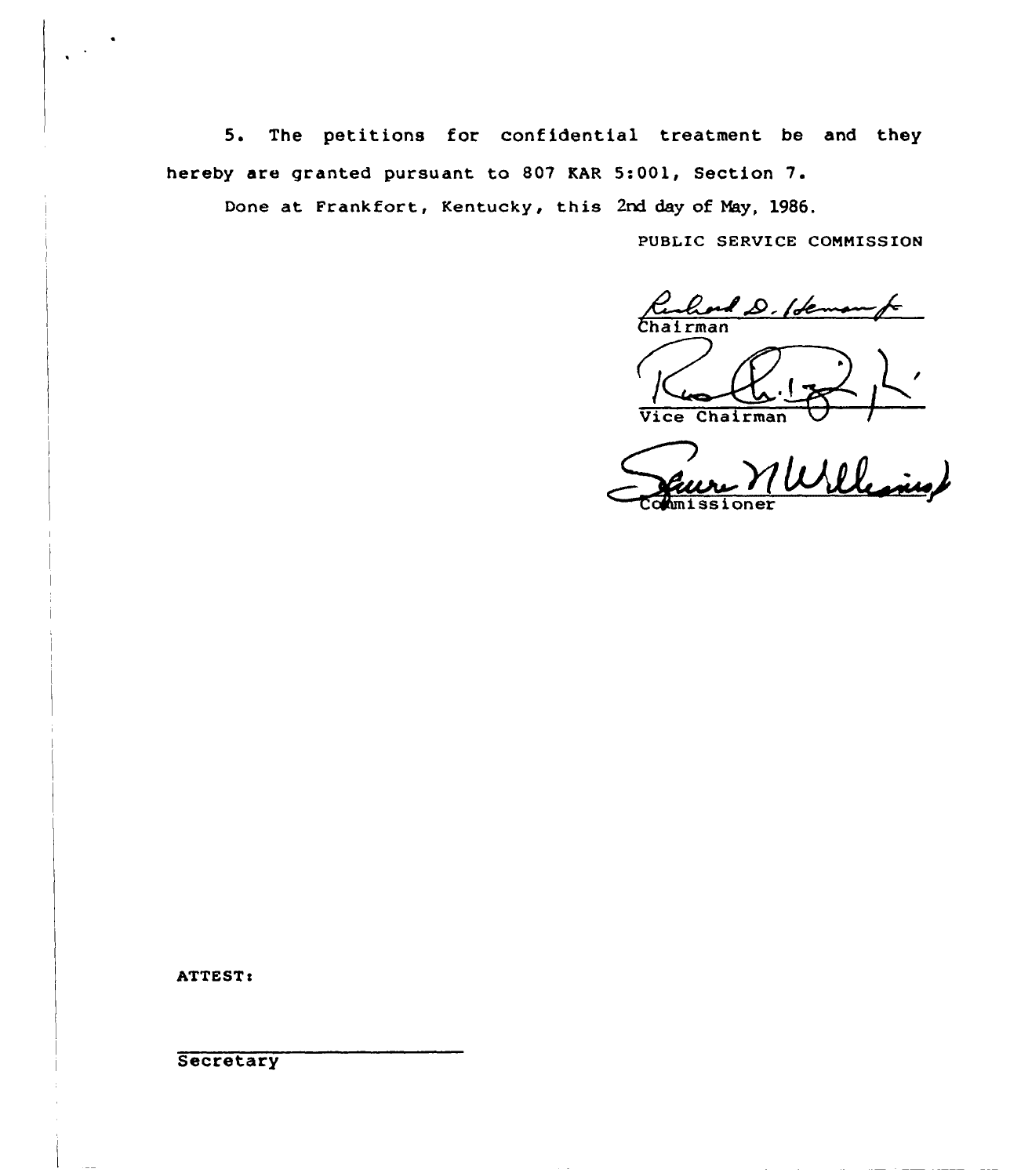5. The petitions for confidential treatment be and they hereby are granted pursuant to 807 KAR 5:001, Section 7.

Done at Frankfort, Kentucky, this 2nd day of May, 1986.

PUBLIC SERVICE COMMISSION

Chairman

Vice Chairman

Commissioner

ATTEST:

Secretary